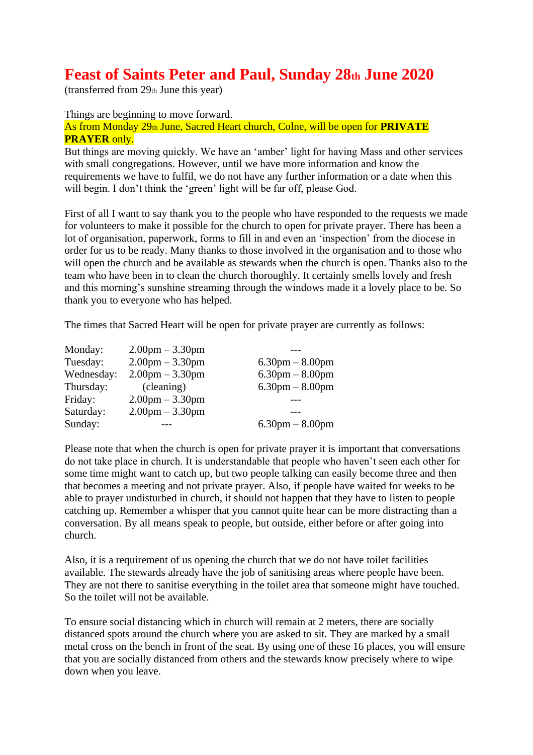# Feast of Saints Peter and Paul, Sunday 28th June 2020

(transferred from 29th June this year)

Things are beginning to move forward.
As from Monday 29th June, Sacred Heart church, Colne, will be open for **PRIVATE PRAYER** only.
But things are moving quickly. We have an 'amber' light for having Mass and other services with small congregations. However, until we have more information and know the requirements we have to fulfil, we do not have any further information or a date when this will begin. I don't think the 'green' light will be far off, please God.

First of all I want to say thank you to the people who have responded to the requests we made for volunteers to make it possible for the church to open for private prayer. There has been a lot of organisation, paperwork, forms to fill in and even an 'inspection' from the diocese in order for us to be ready. Many thanks to those involved in the organisation and to those who will open the church and be available as stewards when the church is open. Thanks also to the team who have been in to clean the church thoroughly. It certainly smells lovely and fresh and this morning's sunshine streaming through the windows made it a lovely place to be. So thank you to everyone who has helped.

The times that Sacred Heart will be open for private prayer are currently as follows:

| | | |
|---|---|---|
| Monday: | 2.00pm – 3.30pm | --- |
| Tuesday: | 2.00pm – 3.30pm | 6.30pm – 8.00pm |
| Wednesday: | 2.00pm – 3.30pm | 6.30pm – 8.00pm |
| Thursday: | (cleaning) | 6.30pm – 8.00pm |
| Friday: | 2.00pm – 3.30pm | --- |
| Saturday: | 2.00pm – 3.30pm | --- |
| Sunday: | --- | 6.30pm – 8.00pm |

Please note that when the church is open for private prayer it is important that conversations do not take place in church. It is understandable that people who haven't seen each other for some time might want to catch up, but two people talking can easily become three and then that becomes a meeting and not private prayer. Also, if people have waited for weeks to be able to prayer undisturbed in church, it should not happen that they have to listen to people catching up. Remember a whisper that you cannot quite hear can be more distracting than a conversation. By all means speak to people, but outside, either before or after going into church.

Also, it is a requirement of us opening the church that we do not have toilet facilities available. The stewards already have the job of sanitising areas where people have been. They are not there to sanitise everything in the toilet area that someone might have touched. So the toilet will not be available.

To ensure social distancing which in church will remain at 2 meters, there are socially distanced spots around the church where you are asked to sit. They are marked by a small metal cross on the bench in front of the seat. By using one of these 16 places, you will ensure that you are socially distanced from others and the stewards know precisely where to wipe down when you leave.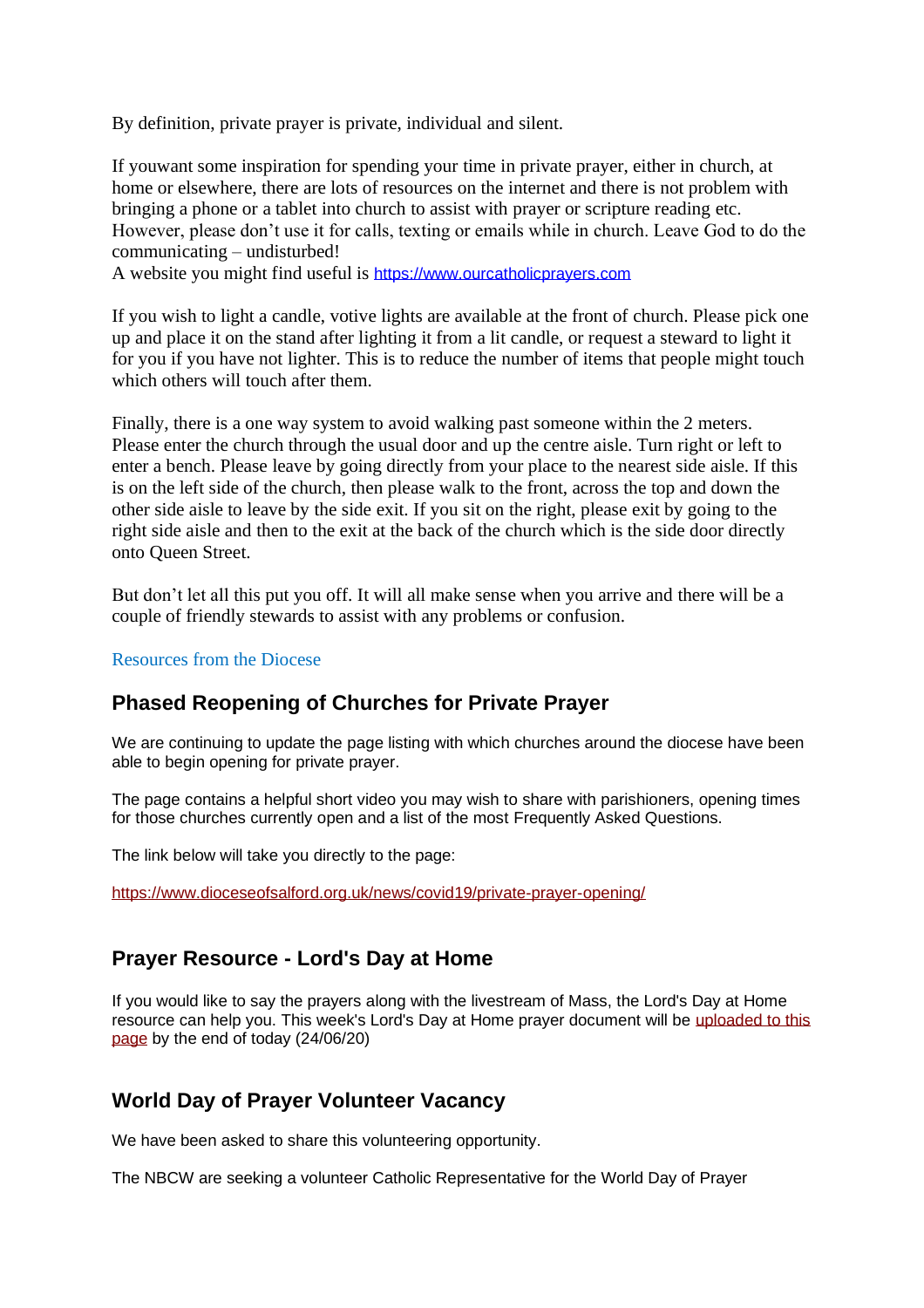By definition, private prayer is private, individual and silent.

If youwant some inspiration for spending your time in private prayer, either in church, at home or elsewhere, there are lots of resources on the internet and there is not problem with bringing a phone or a tablet into church to assist with prayer or scripture reading etc. However, please don't use it for calls, texting or emails while in church. Leave God to do the communicating – undisturbed!
A website you might find useful is [https://www.ourcatholicprayers.com](https://www.ourcatholicprayers.com)

If you wish to light a candle, votive lights are available at the front of church. Please pick one up and place it on the stand after lighting it from a lit candle, or request a steward to light it for you if you have not lighter. This is to reduce the number of items that people might touch which others will touch after them.

Finally, there is a one way system to avoid walking past someone within the 2 meters. Please enter the church through the usual door and up the centre aisle. Turn right or left to enter a bench. Please leave by going directly from your place to the nearest side aisle. If this is on the left side of the church, then please walk to the front, across the top and down the other side aisle to leave by the side exit. If you sit on the right, please exit by going to the right side aisle and then to the exit at the back of the church which is the side door directly onto Queen Street.

But don't let all this put you off. It will all make sense when you arrive and there will be a couple of friendly stewards to assist with any problems or confusion.

Resources from the Diocese

## Phased Reopening of Churches for Private Prayer

We are continuing to update the page listing with which churches around the diocese have been able to begin opening for private prayer.

The page contains a helpful short video you may wish to share with parishioners, opening times for those churches currently open and a list of the most Frequently Asked Questions.

The link below will take you directly to the page:

[https://www.dioceseofsalford.org.uk/news/covid19/private-prayer-opening/](https://www.dioceseofsalford.org.uk/news/covid19/private-prayer-opening/)

## Prayer Resource - Lord's Day at Home

If you would like to say the prayers along with the livestream of Mass, the Lord's Day at Home resource can help you. This week's Lord's Day at Home prayer document will be uploaded to this page by the end of today (24/06/20)

## World Day of Prayer Volunteer Vacancy

We have been asked to share this volunteering opportunity.

The NBCW are seeking a volunteer Catholic Representative for the World Day of Prayer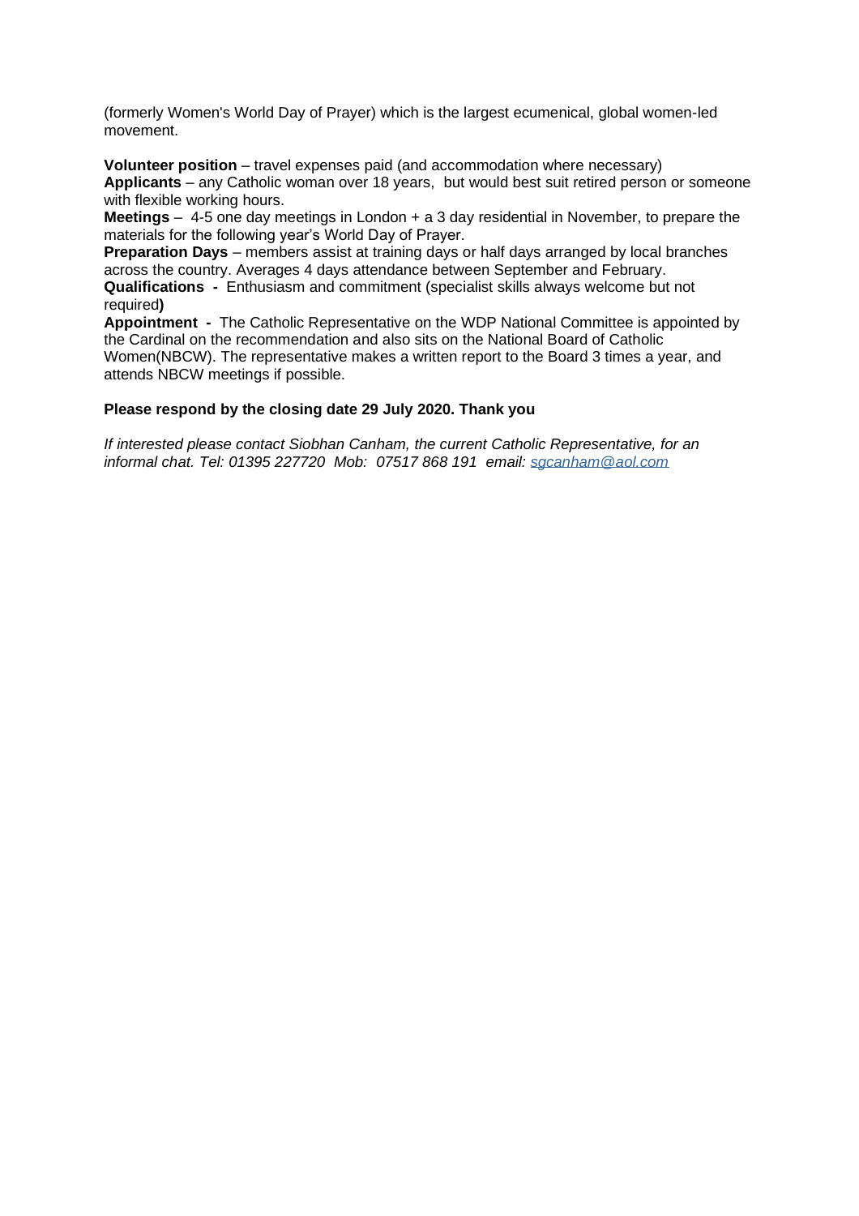(formerly Women's World Day of Prayer) which is the largest ecumenical, global women-led movement.

**Volunteer position** – travel expenses paid (and accommodation where necessary)
**Applicants** – any Catholic woman over 18 years, but would best suit retired person or someone with flexible working hours.
**Meetings** – 4-5 one day meetings in London + a 3 day residential in November, to prepare the materials for the following year's World Day of Prayer.
**Preparation Days** – members assist at training days or half days arranged by local branches across the country. Averages 4 days attendance between September and February.
**Qualifications -** Enthusiasm and commitment (specialist skills always welcome but not required**)**
**Appointment -** The Catholic Representative on the WDP National Committee is appointed by the Cardinal on the recommendation and also sits on the National Board of Catholic Women(NBCW). The representative makes a written report to the Board 3 times a year, and attends NBCW meetings if possible.

**Please respond by the closing date 29 July 2020. Thank you**

*If interested please contact Siobhan Canham, the current Catholic Representative, for an informal chat. Tel: 01395 227720 Mob: 07517 868 191 email: sgcanham@aol.com*